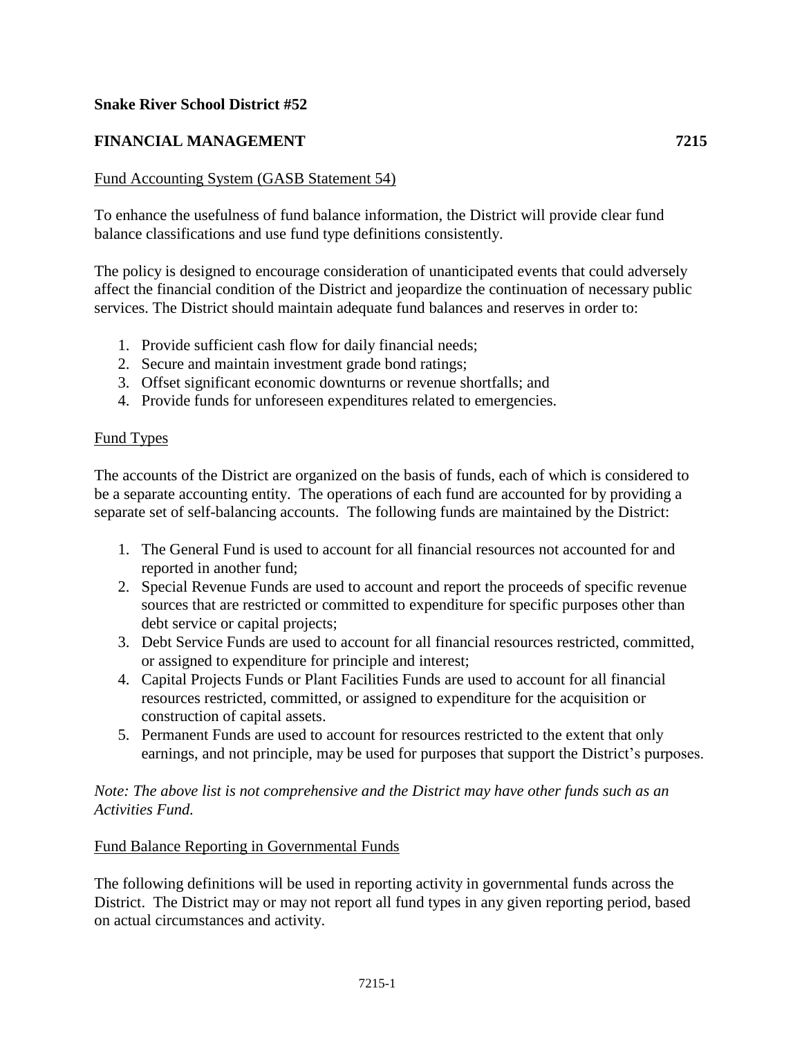**Snake River School District #52**

**FINANCIAL MANAGEMENT 7215**

Fund Accounting System (GASB Statement 54)

To enhance the usefulness of fund balance information, the District will provide clear fund balance classifications and use fund type definitions consistently.

The policy is designed to encourage consideration of unanticipated events that could adversely affect the financial condition of the District and jeopardize the continuation of necessary public services. The District should maintain adequate fund balances and reserves in order to:

1. Provide sufficient cash flow for daily financial needs;
2. Secure and maintain investment grade bond ratings;
3. Offset significant economic downturns or revenue shortfalls; and
4. Provide funds for unforeseen expenditures related to emergencies.

Fund Types

The accounts of the District are organized on the basis of funds, each of which is considered to be a separate accounting entity. The operations of each fund are accounted for by providing a separate set of self-balancing accounts. The following funds are maintained by the District:

1. The General Fund is used to account for all financial resources not accounted for and reported in another fund;
2. Special Revenue Funds are used to account and report the proceeds of specific revenue sources that are restricted or committed to expenditure for specific purposes other than debt service or capital projects;
3. Debt Service Funds are used to account for all financial resources restricted, committed, or assigned to expenditure for principle and interest;
4. Capital Projects Funds or Plant Facilities Funds are used to account for all financial resources restricted, committed, or assigned to expenditure for the acquisition or construction of capital assets.
5. Permanent Funds are used to account for resources restricted to the extent that only earnings, and not principle, may be used for purposes that support the District's purposes.

*Note: The above list is not comprehensive and the District may have other funds such as an Activities Fund.*

Fund Balance Reporting in Governmental Funds

The following definitions will be used in reporting activity in governmental funds across the District. The District may or may not report all fund types in any given reporting period, based on actual circumstances and activity.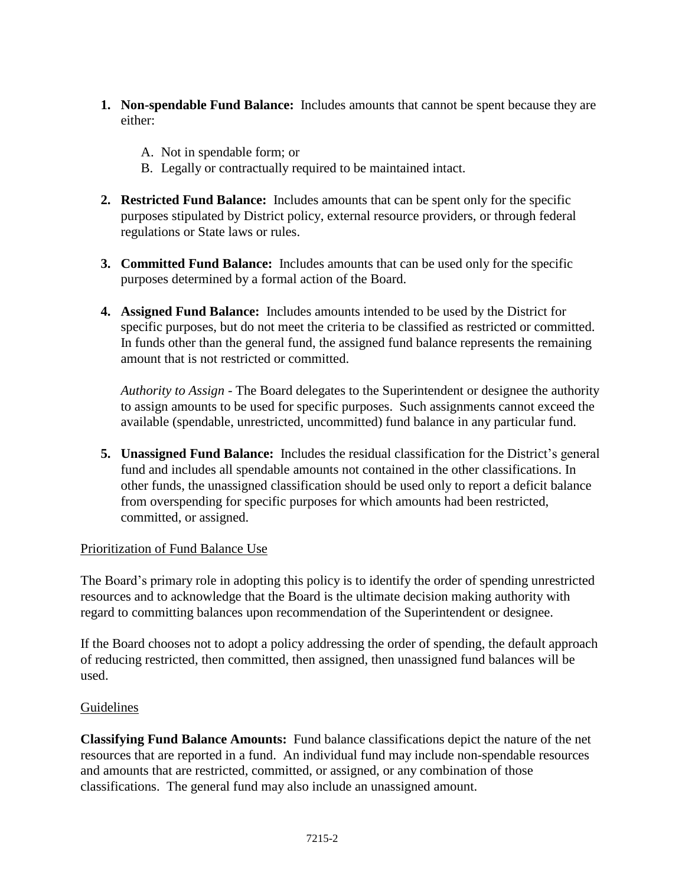1. **Non-spendable Fund Balance:** Includes amounts that cannot be spent because they are either:

    A. Not in spendable form; or
    B. Legally or contractually required to be maintained intact.

2. **Restricted Fund Balance:** Includes amounts that can be spent only for the specific purposes stipulated by District policy, external resource providers, or through federal regulations or State laws or rules.

3. **Committed Fund Balance:** Includes amounts that can be used only for the specific purposes determined by a formal action of the Board.

4. **Assigned Fund Balance:** Includes amounts intended to be used by the District for specific purposes, but do not meet the criteria to be classified as restricted or committed. In funds other than the general fund, the assigned fund balance represents the remaining amount that is not restricted or committed.

    *Authority to Assign* - The Board delegates to the Superintendent or designee the authority to assign amounts to be used for specific purposes. Such assignments cannot exceed the available (spendable, unrestricted, uncommitted) fund balance in any particular fund.

5. **Unassigned Fund Balance:** Includes the residual classification for the District's general fund and includes all spendable amounts not contained in the other classifications. In other funds, the unassigned classification should be used only to report a deficit balance from overspending for specific purposes for which amounts had been restricted, committed, or assigned.

<u>Prioritization of Fund Balance Use</u>

The Board's primary role in adopting this policy is to identify the order of spending unrestricted resources and to acknowledge that the Board is the ultimate decision making authority with regard to committing balances upon recommendation of the Superintendent or designee.

If the Board chooses not to adopt a policy addressing the order of spending, the default approach of reducing restricted, then committed, then assigned, then unassigned fund balances will be used.

<u>Guidelines</u>

**Classifying Fund Balance Amounts:** Fund balance classifications depict the nature of the net resources that are reported in a fund. An individual fund may include non-spendable resources and amounts that are restricted, committed, or assigned, or any combination of those classifications. The general fund may also include an unassigned amount.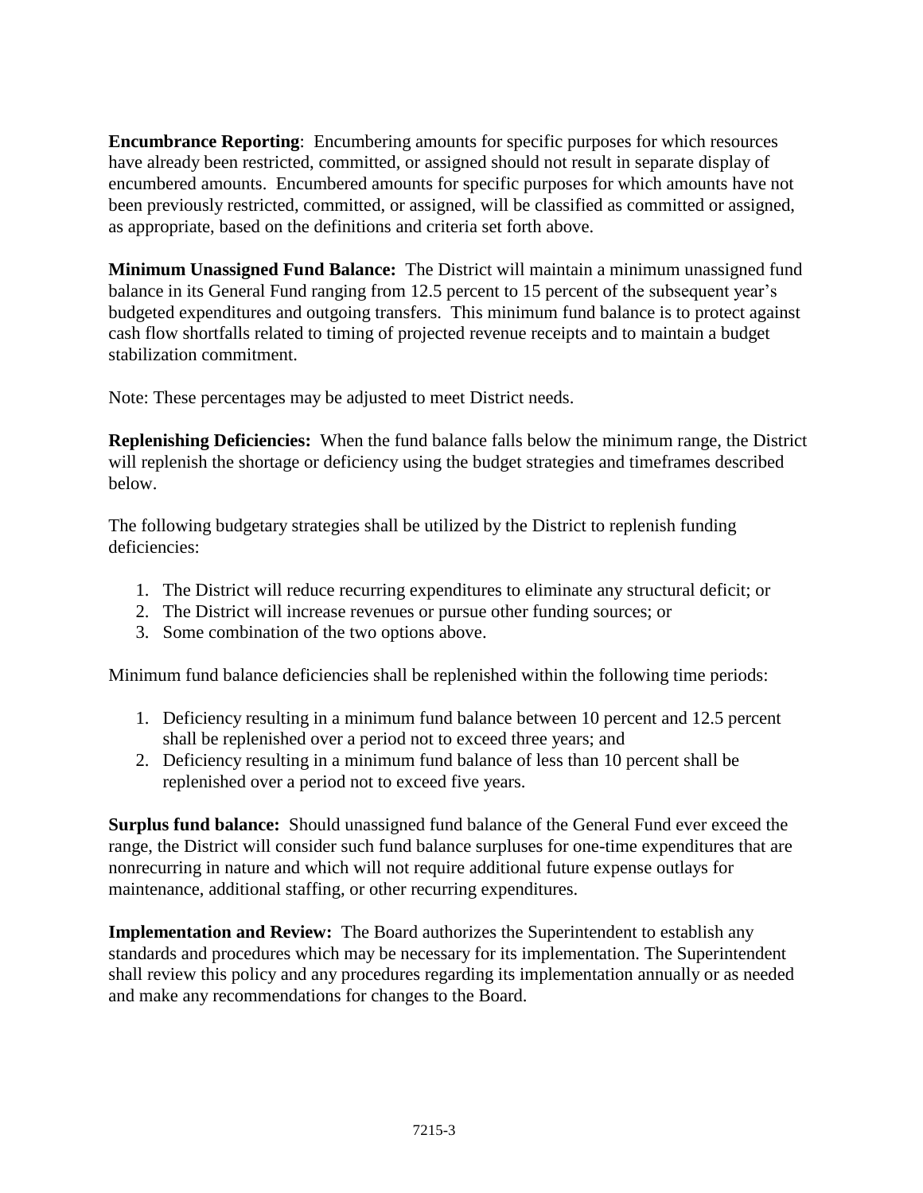**Encumbrance Reporting**: Encumbering amounts for specific purposes for which resources have already been restricted, committed, or assigned should not result in separate display of encumbered amounts. Encumbered amounts for specific purposes for which amounts have not been previously restricted, committed, or assigned, will be classified as committed or assigned, as appropriate, based on the definitions and criteria set forth above.

**Minimum Unassigned Fund Balance:** The District will maintain a minimum unassigned fund balance in its General Fund ranging from 12.5 percent to 15 percent of the subsequent year's budgeted expenditures and outgoing transfers. This minimum fund balance is to protect against cash flow shortfalls related to timing of projected revenue receipts and to maintain a budget stabilization commitment.

Note: These percentages may be adjusted to meet District needs.

**Replenishing Deficiencies:** When the fund balance falls below the minimum range, the District will replenish the shortage or deficiency using the budget strategies and timeframes described below.

The following budgetary strategies shall be utilized by the District to replenish funding deficiencies:

1. The District will reduce recurring expenditures to eliminate any structural deficit; or
2. The District will increase revenues or pursue other funding sources; or
3. Some combination of the two options above.

Minimum fund balance deficiencies shall be replenished within the following time periods:

1. Deficiency resulting in a minimum fund balance between 10 percent and 12.5 percent shall be replenished over a period not to exceed three years; and
2. Deficiency resulting in a minimum fund balance of less than 10 percent shall be replenished over a period not to exceed five years.

**Surplus fund balance:** Should unassigned fund balance of the General Fund ever exceed the range, the District will consider such fund balance surpluses for one-time expenditures that are nonrecurring in nature and which will not require additional future expense outlays for maintenance, additional staffing, or other recurring expenditures.

**Implementation and Review:** The Board authorizes the Superintendent to establish any standards and procedures which may be necessary for its implementation. The Superintendent shall review this policy and any procedures regarding its implementation annually or as needed and make any recommendations for changes to the Board.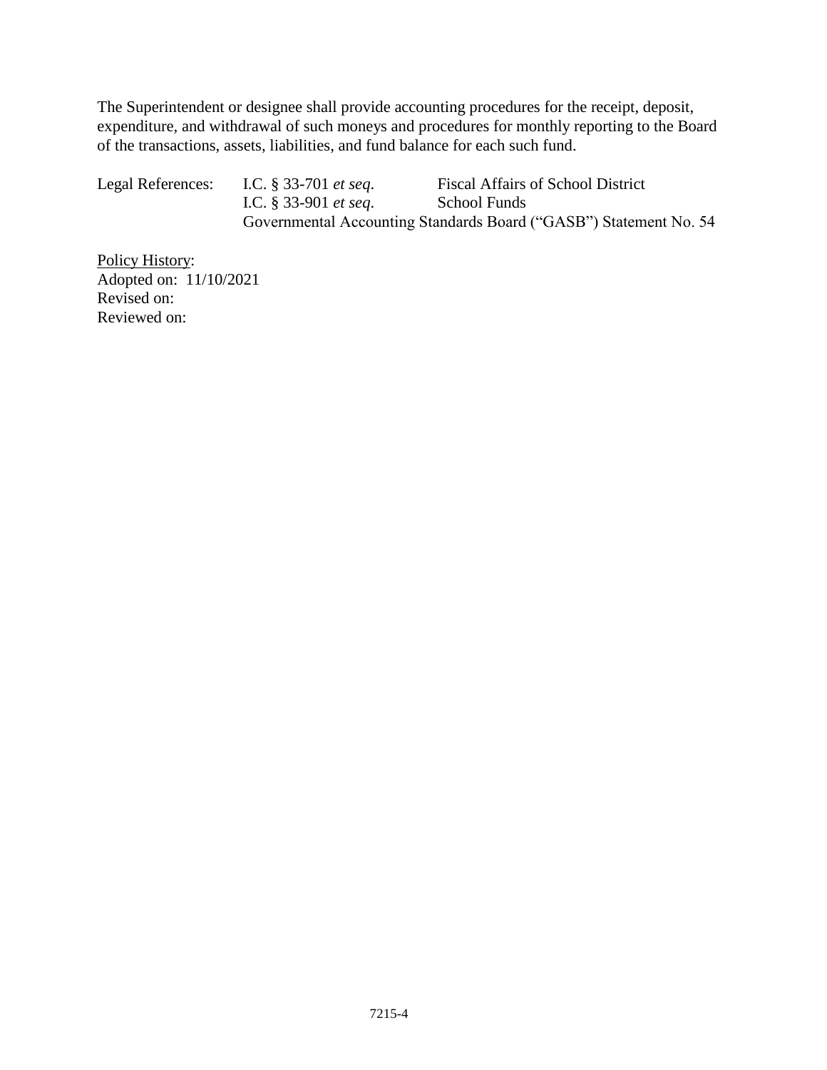The Superintendent or designee shall provide accounting procedures for the receipt, deposit, expenditure, and withdrawal of such moneys and procedures for monthly reporting to the Board of the transactions, assets, liabilities, and fund balance for each such fund.

| | | |
|---|---|---|
| Legal References: | I.C. § 33-701 *et seq.* | Fiscal Affairs of School District |
| | I.C. § 33-901 *et seq.* | School Funds |
| | Governmental Accounting Standards Board ("GASB") Statement No. 54 | |

<u>Policy History</u>:
Adopted on: 11/10/2021
Revised on:
Reviewed on: